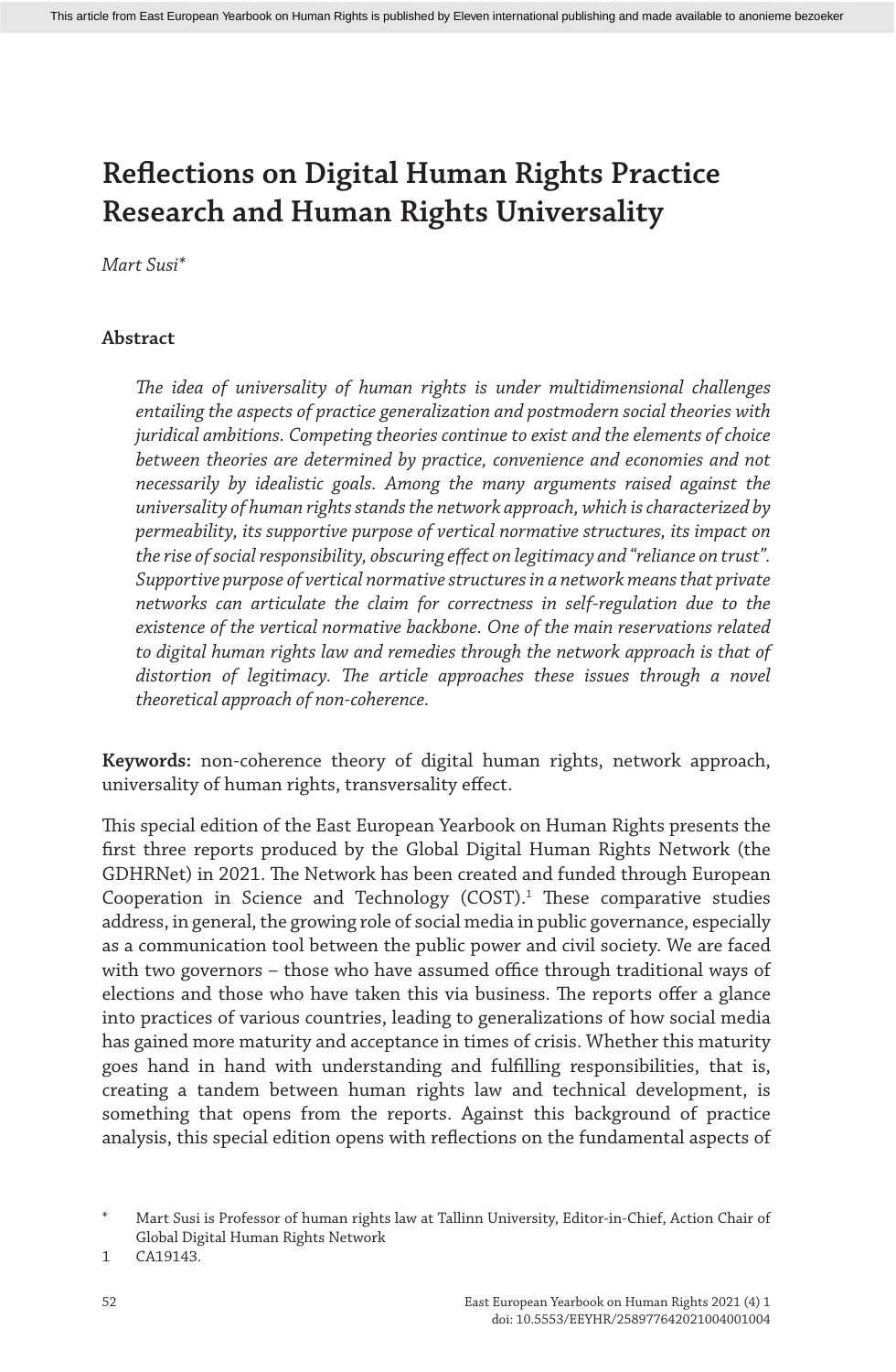# Reflections on Digital Human Rights Practice Research and Human Rights Universality

*Mart Susi**

## Abstract

*The idea of universality of human rights is under multidimensional challenges entailing the aspects of practice generalization and postmodern social theories with juridical ambitions. Competing theories continue to exist and the elements of choice between theories are determined by practice, convenience and economies and not necessarily by idealistic goals. Among the many arguments raised against the universality of human rights stands the network approach, which is characterized by permeability, its supportive purpose of vertical normative structures, its impact on the rise of social responsibility, obscuring effect on legitimacy and "reliance on trust". Supportive purpose of vertical normative structures in a network means that private networks can articulate the claim for correctness in self-regulation due to the existence of the vertical normative backbone. One of the main reservations related to digital human rights law and remedies through the network approach is that of distortion of legitimacy. The article approaches these issues through a novel theoretical approach of non-coherence.*

**Keywords:** non-coherence theory of digital human rights, network approach, universality of human rights, transversality effect.

This special edition of the East European Yearbook on Human Rights presents the first three reports produced by the Global Digital Human Rights Network (the GDHRNet) in 2021. The Network has been created and funded through European Cooperation in Science and Technology (COST).[1] These comparative studies address, in general, the growing role of social media in public governance, especially as a communication tool between the public power and civil society. We are faced with two governors – those who have assumed office through traditional ways of elections and those who have taken this via business. The reports offer a glance into practices of various countries, leading to generalizations of how social media has gained more maturity and acceptance in times of crisis. Whether this maturity goes hand in hand with understanding and fulfilling responsibilities, that is, creating a tandem between human rights law and technical development, is something that opens from the reports. Against this background of practice analysis, this special edition opens with reflections on the fundamental aspects of

---

\* Mart Susi is Professor of human rights law at Tallinn University, Editor-in-Chief, Action Chair of Global Digital Human Rights Network

1 CA19143.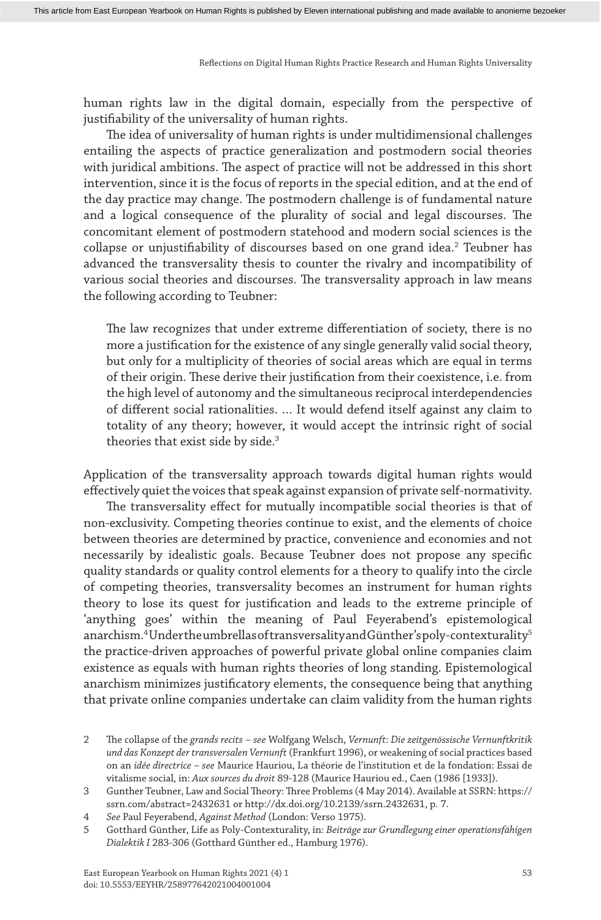human rights law in the digital domain, especially from the perspective of justifiability of the universality of human rights.

The idea of universality of human rights is under multidimensional challenges entailing the aspects of practice generalization and postmodern social theories with juridical ambitions. The aspect of practice will not be addressed in this short intervention, since it is the focus of reports in the special edition, and at the end of the day practice may change. The postmodern challenge is of fundamental nature and a logical consequence of the plurality of social and legal discourses. The concomitant element of postmodern statehood and modern social sciences is the collapse or unjustifiability of discourses based on one grand idea.[2] Teubner has advanced the transversality thesis to counter the rivalry and incompatibility of various social theories and discourses. The transversality approach in law means the following according to Teubner:

> The law recognizes that under extreme differentiation of society, there is no more a justification for the existence of any single generally valid social theory, but only for a multiplicity of theories of social areas which are equal in terms of their origin. These derive their justification from their coexistence, i.e. from the high level of autonomy and the simultaneous reciprocal interdependencies of different social rationalities. … It would defend itself against any claim to totality of any theory; however, it would accept the intrinsic right of social theories that exist side by side.[3]

Application of the transversality approach towards digital human rights would effectively quiet the voices that speak against expansion of private self-normativity.

The transversality effect for mutually incompatible social theories is that of non-exclusivity. Competing theories continue to exist, and the elements of choice between theories are determined by practice, convenience and economies and not necessarily by idealistic goals. Because Teubner does not propose any specific quality standards or quality control elements for a theory to qualify into the circle of competing theories, transversality becomes an instrument for human rights theory to lose its quest for justification and leads to the extreme principle of 'anything goes' within the meaning of Paul Feyerabend's epistemological anarchism.[4] Under the umbrellas of transversality and Günther's poly-contexturality[5] the practice-driven approaches of powerful private global online companies claim existence as equals with human rights theories of long standing. Epistemological anarchism minimizes justificatory elements, the consequence being that anything that private online companies undertake can claim validity from the human rights

---

2 The collapse of the *grands recits* – *see* Wolfgang Welsch, *Vernunft: Die zeitgenössische Vernunftkritik und das Konzept der transversalen Vernunft* (Frankfurt 1996), or weakening of social practices based on an *idée directrice* – *see* Maurice Hauriou, La théorie de l'institution et de la fondation: Essai de vitalisme social, in: *Aux sources du droit* 89-128 (Maurice Hauriou ed., Caen (1986 [1933]).

3 Gunther Teubner, Law and Social Theory: Three Problems (4 May 2014). Available at SSRN: https://ssrn.com/abstract=2432631 or http://dx.doi.org/10.2139/ssrn.2432631, p. 7.

4 *See* Paul Feyerabend, *Against Method* (London: Verso 1975).

5 Gotthard Günther, Life as Poly-Contexturality, in: *Beiträge zur Grundlegung einer operationsfähigen Dialektik I* 283-306 (Gotthard Günther ed., Hamburg 1976).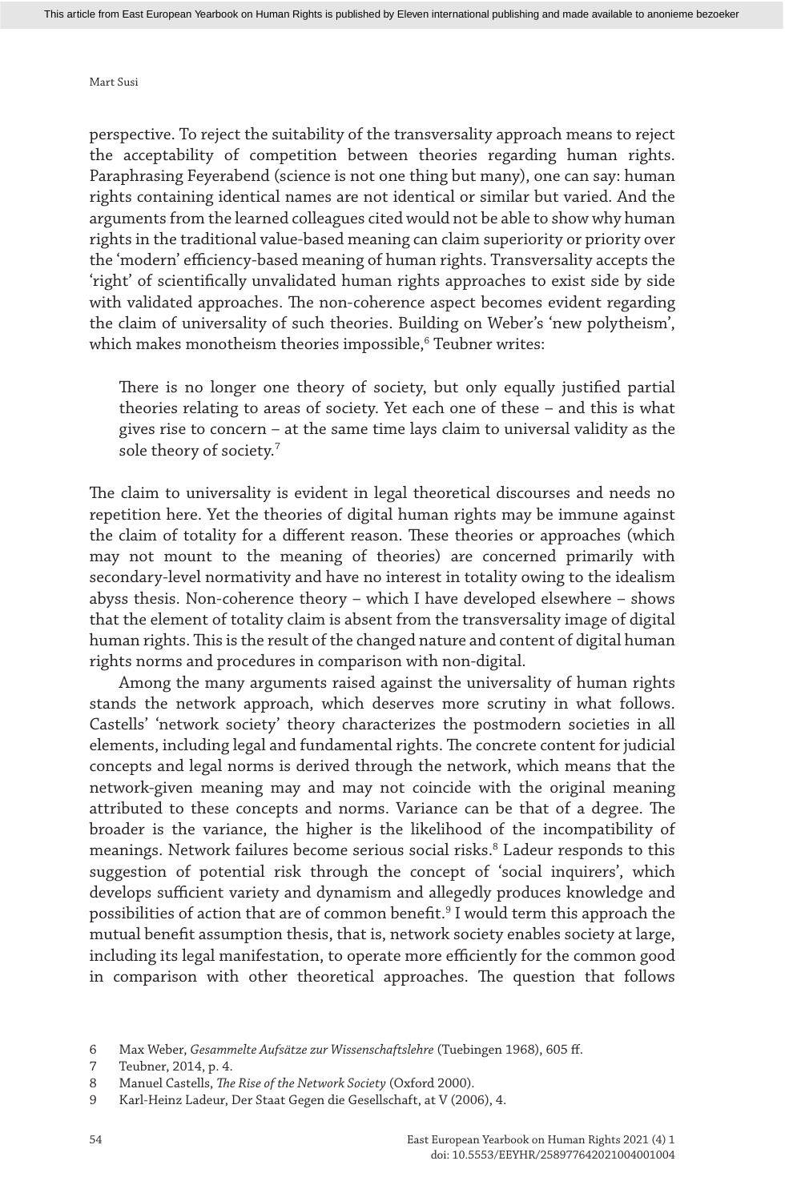perspective. To reject the suitability of the transversality approach means to reject the acceptability of competition between theories regarding human rights. Paraphrasing Feyerabend (science is not one thing but many), one can say: human rights containing identical names are not identical or similar but varied. And the arguments from the learned colleagues cited would not be able to show why human rights in the traditional value-based meaning can claim superiority or priority over the 'modern' efficiency-based meaning of human rights. Transversality accepts the 'right' of scientifically unvalidated human rights approaches to exist side by side with validated approaches. The non-coherence aspect becomes evident regarding the claim of universality of such theories. Building on Weber's 'new polytheism', which makes monotheism theories impossible,[6] Teubner writes:

> There is no longer one theory of society, but only equally justified partial theories relating to areas of society. Yet each one of these – and this is what gives rise to concern – at the same time lays claim to universal validity as the sole theory of society.[7]

The claim to universality is evident in legal theoretical discourses and needs no repetition here. Yet the theories of digital human rights may be immune against the claim of totality for a different reason. These theories or approaches (which may not mount to the meaning of theories) are concerned primarily with secondary-level normativity and have no interest in totality owing to the idealism abyss thesis. Non-coherence theory – which I have developed elsewhere – shows that the element of totality claim is absent from the transversality image of digital human rights. This is the result of the changed nature and content of digital human rights norms and procedures in comparison with non-digital.

Among the many arguments raised against the universality of human rights stands the network approach, which deserves more scrutiny in what follows. Castells' 'network society' theory characterizes the postmodern societies in all elements, including legal and fundamental rights. The concrete content for judicial concepts and legal norms is derived through the network, which means that the network-given meaning may and may not coincide with the original meaning attributed to these concepts and norms. Variance can be that of a degree. The broader is the variance, the higher is the likelihood of the incompatibility of meanings. Network failures become serious social risks.[8] Ladeur responds to this suggestion of potential risk through the concept of 'social inquirers', which develops sufficient variety and dynamism and allegedly produces knowledge and possibilities of action that are of common benefit.[9] I would term this approach the mutual benefit assumption thesis, that is, network society enables society at large, including its legal manifestation, to operate more efficiently for the common good in comparison with other theoretical approaches. The question that follows

6 Max Weber, *Gesammelte Aufsätze zur Wissenschaftslehre* (Tuebingen 1968), 605 ff.

7 Teubner, 2014, p. 4.

8 Manuel Castells, *The Rise of the Network Society* (Oxford 2000).

9 Karl-Heinz Ladeur, Der Staat Gegen die Gesellschaft, at V (2006), 4.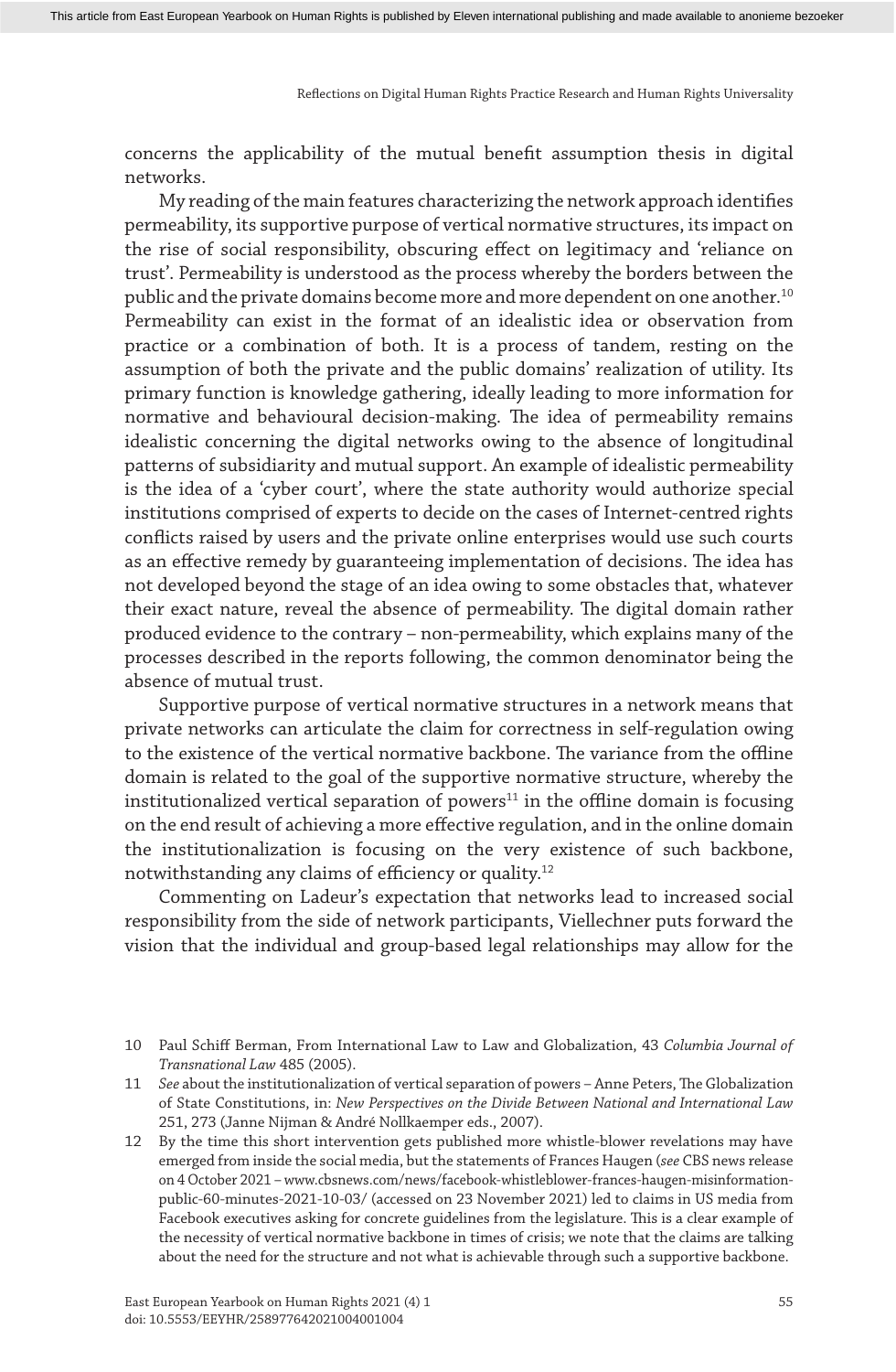concerns the applicability of the mutual benefit assumption thesis in digital networks.

My reading of the main features characterizing the network approach identifies permeability, its supportive purpose of vertical normative structures, its impact on the rise of social responsibility, obscuring effect on legitimacy and 'reliance on trust'. Permeability is understood as the process whereby the borders between the public and the private domains become more and more dependent on one another.[10] Permeability can exist in the format of an idealistic idea or observation from practice or a combination of both. It is a process of tandem, resting on the assumption of both the private and the public domains' realization of utility. Its primary function is knowledge gathering, ideally leading to more information for normative and behavioural decision-making. The idea of permeability remains idealistic concerning the digital networks owing to the absence of longitudinal patterns of subsidiarity and mutual support. An example of idealistic permeability is the idea of a 'cyber court', where the state authority would authorize special institutions comprised of experts to decide on the cases of Internet-centred rights conflicts raised by users and the private online enterprises would use such courts as an effective remedy by guaranteeing implementation of decisions. The idea has not developed beyond the stage of an idea owing to some obstacles that, whatever their exact nature, reveal the absence of permeability. The digital domain rather produced evidence to the contrary – non-permeability, which explains many of the processes described in the reports following, the common denominator being the absence of mutual trust.

Supportive purpose of vertical normative structures in a network means that private networks can articulate the claim for correctness in self-regulation owing to the existence of the vertical normative backbone. The variance from the offline domain is related to the goal of the supportive normative structure, whereby the institutionalized vertical separation of powers[11] in the offline domain is focusing on the end result of achieving a more effective regulation, and in the online domain the institutionalization is focusing on the very existence of such backbone, notwithstanding any claims of efficiency or quality.[12]

Commenting on Ladeur's expectation that networks lead to increased social responsibility from the side of network participants, Viellechner puts forward the vision that the individual and group-based legal relationships may allow for the

---

10 Paul Schiff Berman, From International Law to Law and Globalization, 43 *Columbia Journal of Transnational Law* 485 (2005).

11 *See* about the institutionalization of vertical separation of powers – Anne Peters, The Globalization of State Constitutions, in: *New Perspectives on the Divide Between National and International Law* 251, 273 (Janne Nijman & André Nollkaemper eds., 2007).

12 By the time this short intervention gets published more whistle-blower revelations may have emerged from inside the social media, but the statements of Frances Haugen (*see* CBS news release on 4 October 2021 – www.cbsnews.com/news/facebook-whistleblower-frances-haugen-misinformation-public-60-minutes-2021-10-03/ (accessed on 23 November 2021) led to claims in US media from Facebook executives asking for concrete guidelines from the legislature. This is a clear example of the necessity of vertical normative backbone in times of crisis; we note that the claims are talking about the need for the structure and not what is achievable through such a supportive backbone.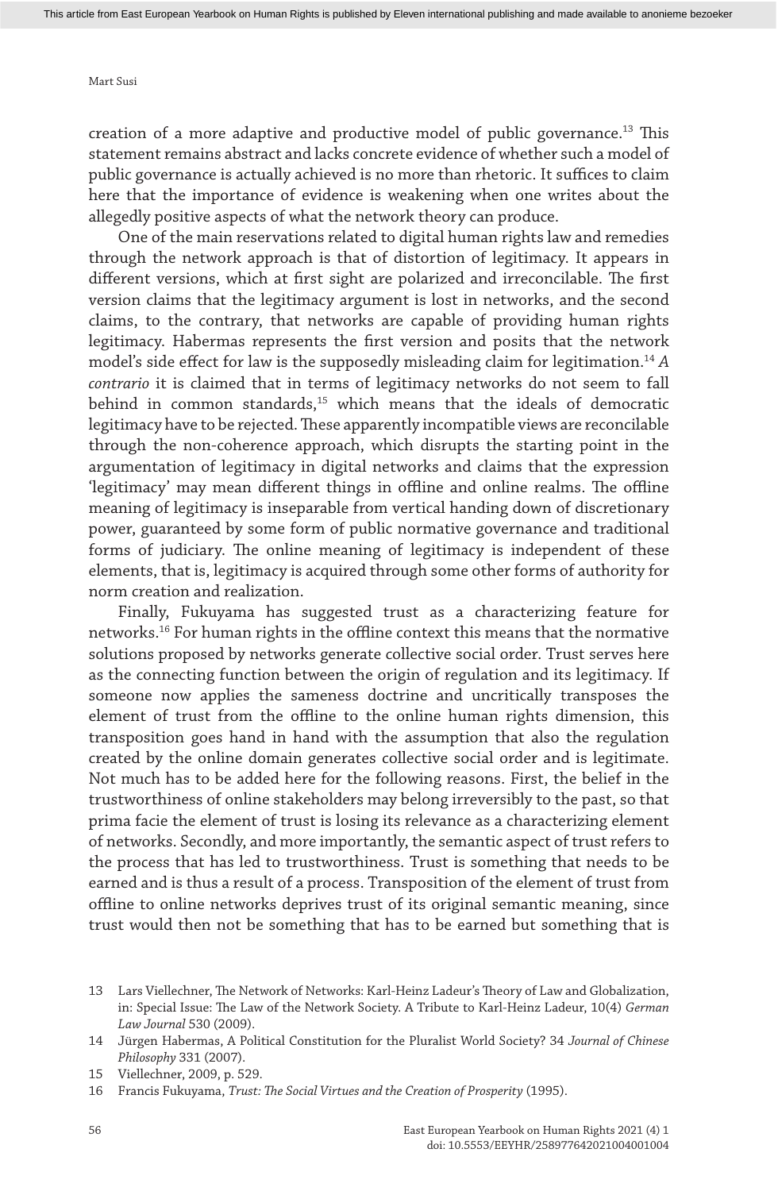creation of a more adaptive and productive model of public governance.[13] This statement remains abstract and lacks concrete evidence of whether such a model of public governance is actually achieved is no more than rhetoric. It suffices to claim here that the importance of evidence is weakening when one writes about the allegedly positive aspects of what the network theory can produce.

One of the main reservations related to digital human rights law and remedies through the network approach is that of distortion of legitimacy. It appears in different versions, which at first sight are polarized and irreconcilable. The first version claims that the legitimacy argument is lost in networks, and the second claims, to the contrary, that networks are capable of providing human rights legitimacy. Habermas represents the first version and posits that the network model's side effect for law is the supposedly misleading claim for legitimation.[14] *A contrario* it is claimed that in terms of legitimacy networks do not seem to fall behind in common standards,[15] which means that the ideals of democratic legitimacy have to be rejected. These apparently incompatible views are reconcilable through the non-coherence approach, which disrupts the starting point in the argumentation of legitimacy in digital networks and claims that the expression 'legitimacy' may mean different things in offline and online realms. The offline meaning of legitimacy is inseparable from vertical handing down of discretionary power, guaranteed by some form of public normative governance and traditional forms of judiciary. The online meaning of legitimacy is independent of these elements, that is, legitimacy is acquired through some other forms of authority for norm creation and realization.

Finally, Fukuyama has suggested trust as a characterizing feature for networks.[16] For human rights in the offline context this means that the normative solutions proposed by networks generate collective social order. Trust serves here as the connecting function between the origin of regulation and its legitimacy. If someone now applies the sameness doctrine and uncritically transposes the element of trust from the offline to the online human rights dimension, this transposition goes hand in hand with the assumption that also the regulation created by the online domain generates collective social order and is legitimate. Not much has to be added here for the following reasons. First, the belief in the trustworthiness of online stakeholders may belong irreversibly to the past, so that prima facie the element of trust is losing its relevance as a characterizing element of networks. Secondly, and more importantly, the semantic aspect of trust refers to the process that has led to trustworthiness. Trust is something that needs to be earned and is thus a result of a process. Transposition of the element of trust from offline to online networks deprives trust of its original semantic meaning, since trust would then not be something that has to be earned but something that is

13 Lars Viellechner, The Network of Networks: Karl-Heinz Ladeur's Theory of Law and Globalization, in: Special Issue: The Law of the Network Society. A Tribute to Karl-Heinz Ladeur, 10(4) *German Law Journal* 530 (2009).

14 Jürgen Habermas, A Political Constitution for the Pluralist World Society? 34 *Journal of Chinese Philosophy* 331 (2007).

15 Viellechner, 2009, p. 529.

16 Francis Fukuyama, *Trust: The Social Virtues and the Creation of Prosperity* (1995).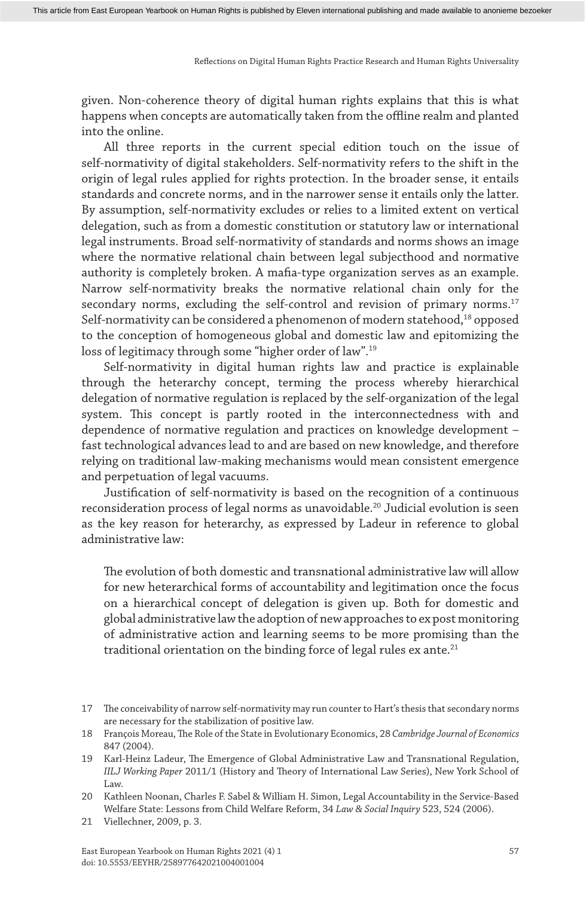given. Non-coherence theory of digital human rights explains that this is what happens when concepts are automatically taken from the offline realm and planted into the online.

All three reports in the current special edition touch on the issue of self-normativity of digital stakeholders. Self-normativity refers to the shift in the origin of legal rules applied for rights protection. In the broader sense, it entails standards and concrete norms, and in the narrower sense it entails only the latter. By assumption, self-normativity excludes or relies to a limited extent on vertical delegation, such as from a domestic constitution or statutory law or international legal instruments. Broad self-normativity of standards and norms shows an image where the normative relational chain between legal subjecthood and normative authority is completely broken. A mafia-type organization serves as an example. Narrow self-normativity breaks the normative relational chain only for the secondary norms, excluding the self-control and revision of primary norms.[17] Self-normativity can be considered a phenomenon of modern statehood,[18] opposed to the conception of homogeneous global and domestic law and epitomizing the loss of legitimacy through some "higher order of law".[19]

Self-normativity in digital human rights law and practice is explainable through the heterarchy concept, terming the process whereby hierarchical delegation of normative regulation is replaced by the self-organization of the legal system. This concept is partly rooted in the interconnectedness with and dependence of normative regulation and practices on knowledge development – fast technological advances lead to and are based on new knowledge, and therefore relying on traditional law-making mechanisms would mean consistent emergence and perpetuation of legal vacuums.

Justification of self-normativity is based on the recognition of a continuous reconsideration process of legal norms as unavoidable.[20] Judicial evolution is seen as the key reason for heterarchy, as expressed by Ladeur in reference to global administrative law:

> The evolution of both domestic and transnational administrative law will allow for new heterarchical forms of accountability and legitimation once the focus on a hierarchical concept of delegation is given up. Both for domestic and global administrative law the adoption of new approaches to ex post monitoring of administrative action and learning seems to be more promising than the traditional orientation on the binding force of legal rules ex ante.[21]

---

17 The conceivability of narrow self-normativity may run counter to Hart's thesis that secondary norms are necessary for the stabilization of positive law.

18 François Moreau, The Role of the State in Evolutionary Economics, 28 *Cambridge Journal of Economics* 847 (2004).

19 Karl-Heinz Ladeur, The Emergence of Global Administrative Law and Transnational Regulation, *IILJ Working Paper* 2011/1 (History and Theory of International Law Series), New York School of Law.

20 Kathleen Noonan, Charles F. Sabel & William H. Simon, Legal Accountability in the Service-Based Welfare State: Lessons from Child Welfare Reform, 34 *Law & Social Inquiry* 523, 524 (2006).

21 Viellechner, 2009, p. 3.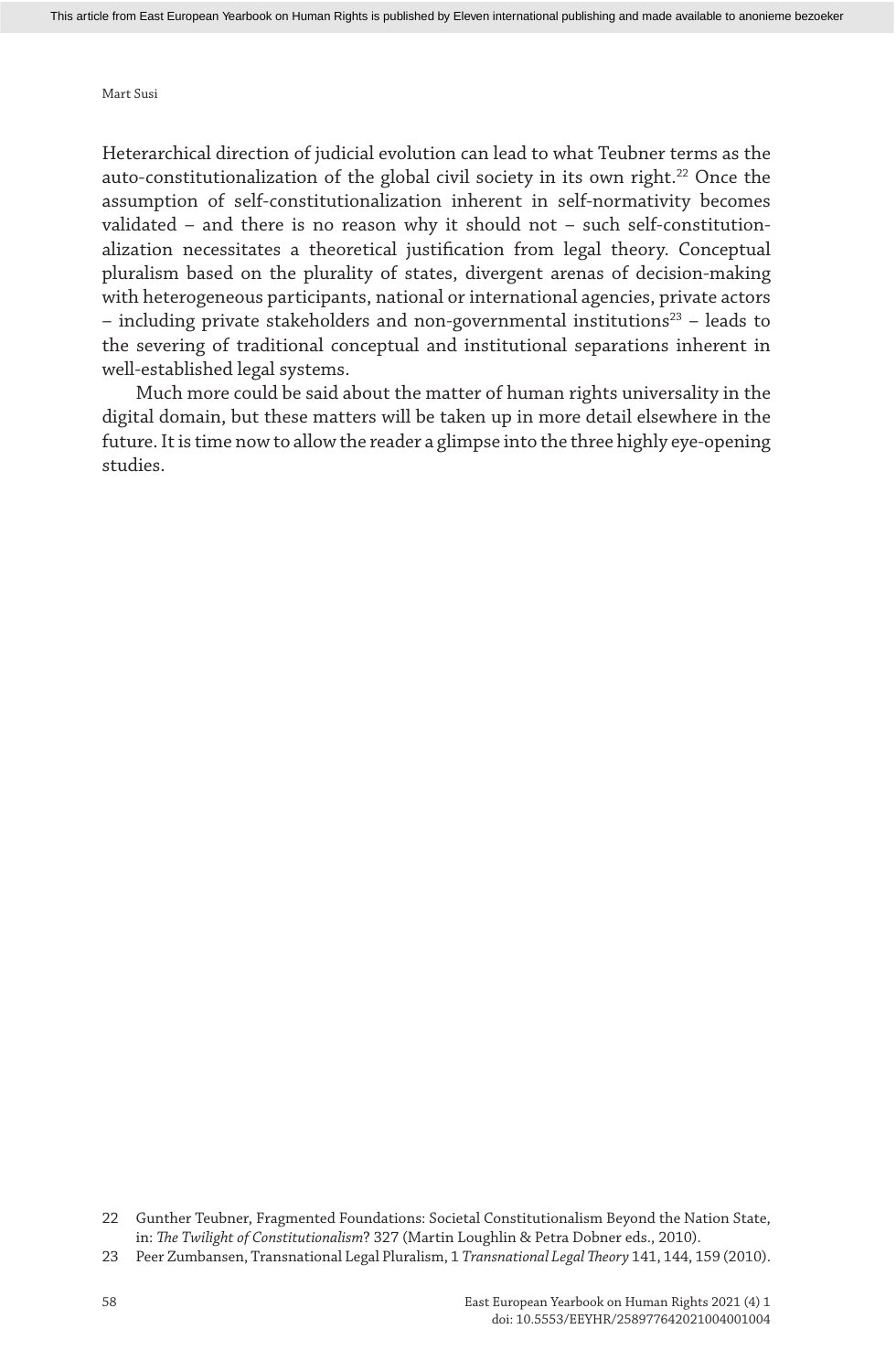Heterarchical direction of judicial evolution can lead to what Teubner terms as the auto-constitutionalization of the global civil society in its own right.[22] Once the assumption of self-constitutionalization inherent in self-normativity becomes validated – and there is no reason why it should not – such self-constitutionalization necessitates a theoretical justification from legal theory. Conceptual pluralism based on the plurality of states, divergent arenas of decision-making with heterogeneous participants, national or international agencies, private actors – including private stakeholders and non-governmental institutions[23] – leads to the severing of traditional conceptual and institutional separations inherent in well-established legal systems.

Much more could be said about the matter of human rights universality in the digital domain, but these matters will be taken up in more detail elsewhere in the future. It is time now to allow the reader a glimpse into the three highly eye-opening studies.

22 Gunther Teubner, Fragmented Foundations: Societal Constitutionalism Beyond the Nation State, in: *The Twilight of Constitutionalism*? 327 (Martin Loughlin & Petra Dobner eds., 2010).

23 Peer Zumbansen, Transnational Legal Pluralism, 1 *Transnational Legal Theory* 141, 144, 159 (2010).